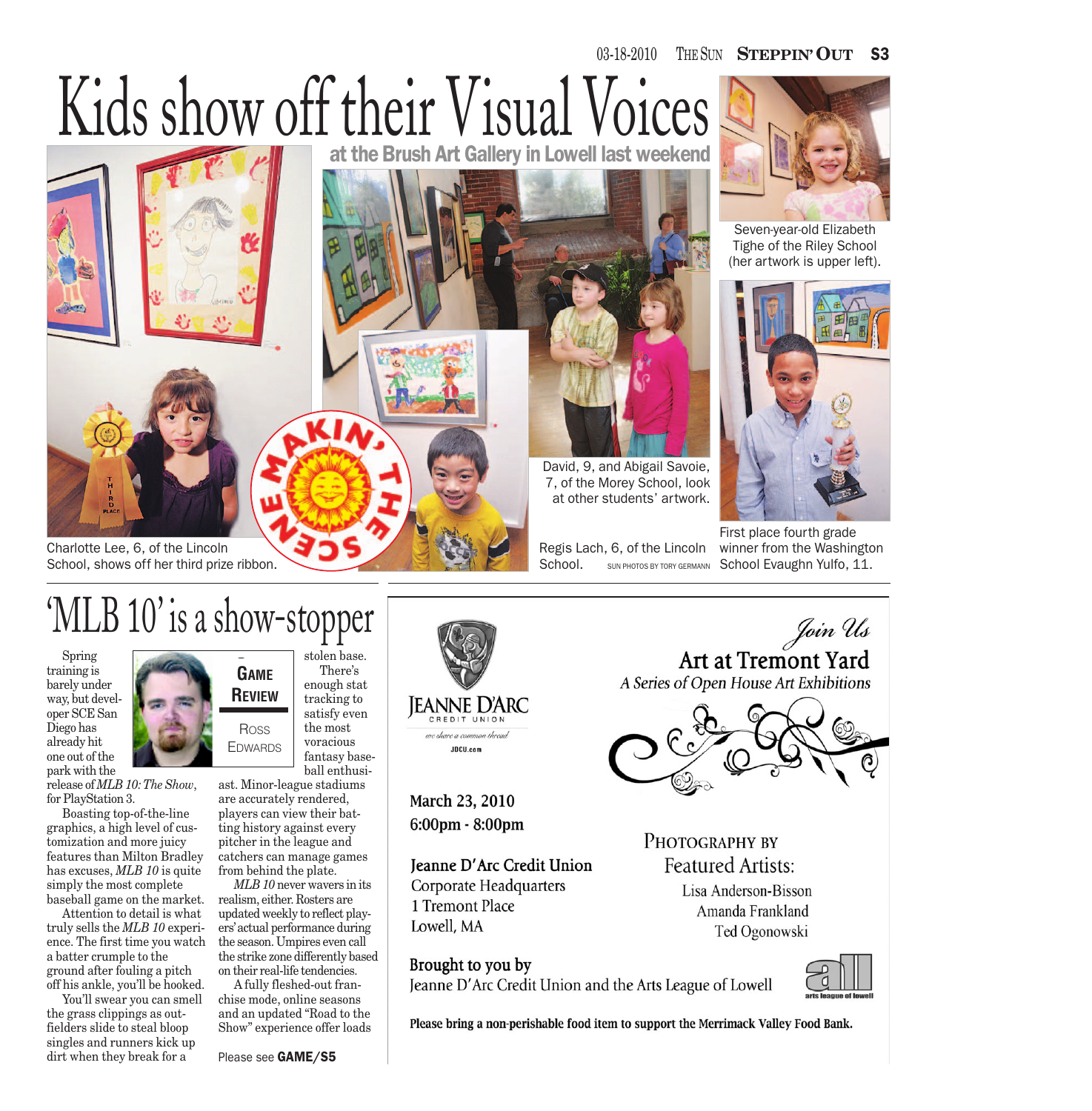# Kids show off their Visual Voices

## at the Brush Art Gallery in Lowell last weekend

Seven-year-old Elizabeth Tighe of the Riley School (her artwork is upper left).

David, 9, and Abigail Savoie, 7, of the Morey School, look at other students' artwork.

First place fourth grade winner from the Washington School Evaughn Yulfo, 11.

Charlotte Lee, 6, of the Lincoln School, shows off her third prize ribbon.

Regis Lach, 6, of the Lincoln School.

SUN PHOTOS BY TORY GERMANN

MAKIN' THE SCENE

# 'MLB 10' is a show-stopper

**GAME REVIEW**

ROSS EDWARDS

Spring training is barely under way, but developer SCE San Diego has already hit one out of the park with the release of *MLB 10: The Show*, for PlayStation 3.

Boasting top-of-the-line graphics, a high level of customization and more juicy features than Milton Bradley has excuses, *MLB 10* is quite simply the most complete baseball game on the market.

Attention to detail is what truly sells the *MLB 10* experience. The first time you watch a batter crumple to the ground after fouling a pitch off his ankle, you'll be hooked.

You'll swear you can smell the grass clippings as outfielders slide to steal bloop singles and runners kick up dirt when they break for a stolen base.

There's enough stat tracking to satisfy even the most voracious fantasy baseball enthusiast. Minor-league stadiums are accurately rendered, players can view their batting history against every pitcher in the league and catchers can manage games from behind the plate.

*MLB 10* never wavers in its realism, either. Rosters are updated weekly to reflect players' actual performance during the season. Umpires even call the strike zone differently based on their real-life tendencies.

A fully fleshed-out franchise mode, online seasons and an updated "Road to the Show" experience offer loads

Please see **GAME/S5**

---

JEANNE D'ARC CREDIT UNION
*we share a common thread*
JDCU.com

*Join Us*

**Art at Tremont Yard**

*A Series of Open House Art Exhibitions*

March 23, 2010
6:00pm - 8:00pm

Jeanne D'Arc Credit Union
Corporate Headquarters
1 Tremont Place
Lowell, MA

PHOTOGRAPHY BY
Featured Artists:
Lisa Anderson-Bisson
Amanda Frankland
Ted Ogonowski

Brought to you by
Jeanne D'Arc Credit Union and the Arts League of Lowell

all arts league of lowell

**Please bring a non-perishable food item to support the Merrimack Valley Food Bank.**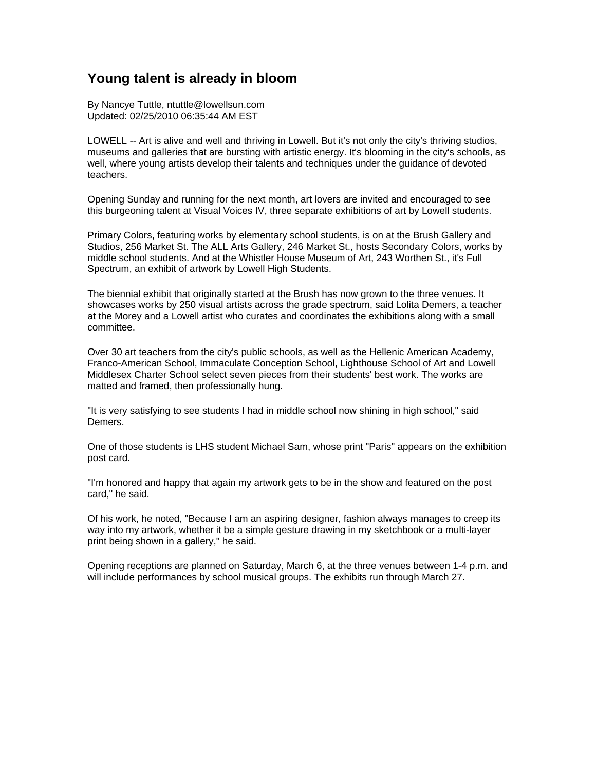# Young talent is already in bloom

By Nancye Tuttle, ntuttle@lowellsun.com
Updated: 02/25/2010 06:35:44 AM EST

LOWELL -- Art is alive and well and thriving in Lowell. But it's not only the city's thriving studios, museums and galleries that are bursting with artistic energy. It's blooming in the city's schools, as well, where young artists develop their talents and techniques under the guidance of devoted teachers.

Opening Sunday and running for the next month, art lovers are invited and encouraged to see this burgeoning talent at Visual Voices IV, three separate exhibitions of art by Lowell students.

Primary Colors, featuring works by elementary school students, is on at the Brush Gallery and Studios, 256 Market St. The ALL Arts Gallery, 246 Market St., hosts Secondary Colors, works by middle school students. And at the Whistler House Museum of Art, 243 Worthen St., it's Full Spectrum, an exhibit of artwork by Lowell High Students.

The biennial exhibit that originally started at the Brush has now grown to the three venues. It showcases works by 250 visual artists across the grade spectrum, said Lolita Demers, a teacher at the Morey and a Lowell artist who curates and coordinates the exhibitions along with a small committee.

Over 30 art teachers from the city's public schools, as well as the Hellenic American Academy, Franco-American School, Immaculate Conception School, Lighthouse School of Art and Lowell Middlesex Charter School select seven pieces from their students' best work. The works are matted and framed, then professionally hung.

"It is very satisfying to see students I had in middle school now shining in high school," said Demers.

One of those students is LHS student Michael Sam, whose print "Paris" appears on the exhibition post card.

"I'm honored and happy that again my artwork gets to be in the show and featured on the post card," he said.

Of his work, he noted, "Because I am an aspiring designer, fashion always manages to creep its way into my artwork, whether it be a simple gesture drawing in my sketchbook or a multi-layer print being shown in a gallery," he said.

Opening receptions are planned on Saturday, March 6, at the three venues between 1-4 p.m. and will include performances by school musical groups. The exhibits run through March 27.